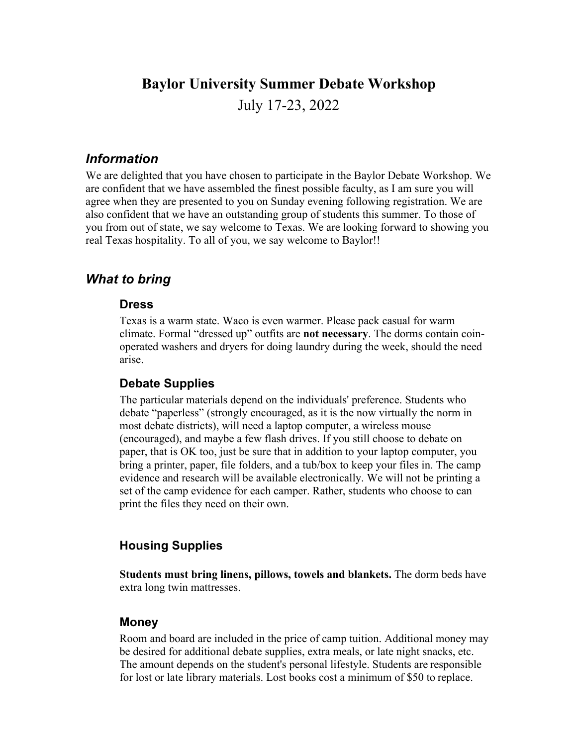# Baylor University Summer Debate Workshop

July 17-23, 2022

## *Information*

We are delighted that you have chosen to participate in the Baylor Debate Workshop. We are confident that we have assembled the finest possible faculty, as I am sure you will agree when they are presented to you on Sunday evening following registration. We are also confident that we have an outstanding group of students this summer. To those of you from out of state, we say welcome to Texas. We are looking forward to showing you real Texas hospitality. To all of you, we say welcome to Baylor!!

## *What to bring*

### Dress

Texas is a warm state. Waco is even warmer. Please pack casual for warm climate. Formal "dressed up" outfits are **not necessary**. The dorms contain coin-operated washers and dryers for doing laundry during the week, should the need arise.

### Debate Supplies

The particular materials depend on the individuals' preference. Students who debate "paperless" (strongly encouraged, as it is the now virtually the norm in most debate districts), will need a laptop computer, a wireless mouse (encouraged), and maybe a few flash drives. If you still choose to debate on paper, that is OK too, just be sure that in addition to your laptop computer, you bring a printer, paper, file folders, and a tub/box to keep your files in. The camp evidence and research will be available electronically. We will not be printing a set of the camp evidence for each camper. Rather, students who choose to can print the files they need on their own.

### Housing Supplies

**Students must bring linens, pillows, towels and blankets.** The dorm beds have extra long twin mattresses.

### Money

Room and board are included in the price of camp tuition. Additional money may be desired for additional debate supplies, extra meals, or late night snacks, etc. The amount depends on the student's personal lifestyle. Students are responsible for lost or late library materials. Lost books cost a minimum of $50 to replace.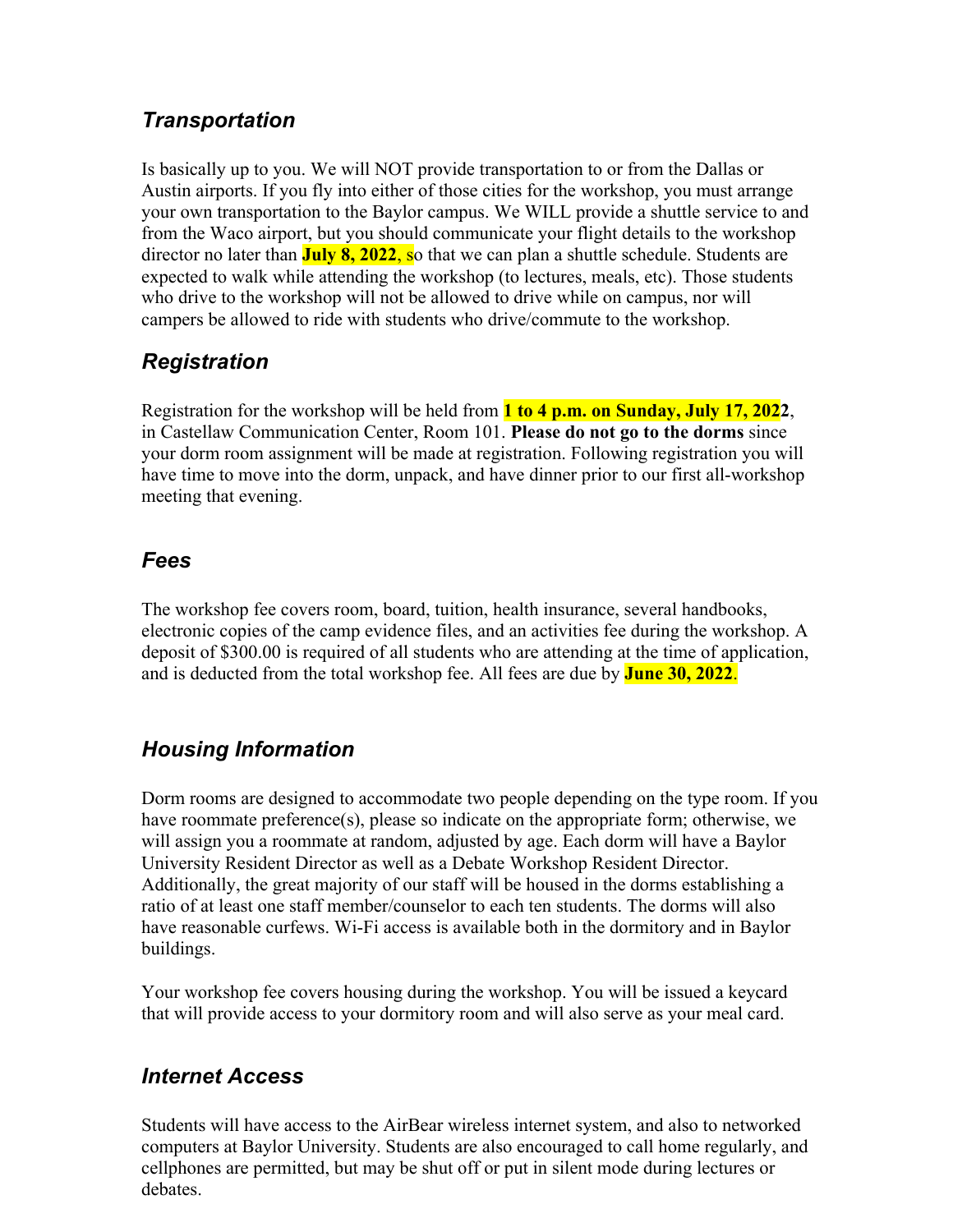## *Transportation*

Is basically up to you. We will NOT provide transportation to or from the Dallas or Austin airports. If you fly into either of those cities for the workshop, you must arrange your own transportation to the Baylor campus. We WILL provide a shuttle service to and from the Waco airport, but you should communicate your flight details to the workshop director no later than **July 8, 2022**, so that we can plan a shuttle schedule. Students are expected to walk while attending the workshop (to lectures, meals, etc). Those students who drive to the workshop will not be allowed to drive while on campus, nor will campers be allowed to ride with students who drive/commute to the workshop.

## *Registration*

Registration for the workshop will be held from **1 to 4 p.m. on Sunday, July 17, 2022**, in Castellaw Communication Center, Room 101. **Please do not go to the dorms** since your dorm room assignment will be made at registration. Following registration you will have time to move into the dorm, unpack, and have dinner prior to our first all-workshop meeting that evening.

## *Fees*

The workshop fee covers room, board, tuition, health insurance, several handbooks, electronic copies of the camp evidence files, and an activities fee during the workshop. A deposit of $300.00 is required of all students who are attending at the time of application, and is deducted from the total workshop fee. All fees are due by **June 30, 2022**.

## *Housing Information*

Dorm rooms are designed to accommodate two people depending on the type room. If you have roommate preference(s), please so indicate on the appropriate form; otherwise, we will assign you a roommate at random, adjusted by age. Each dorm will have a Baylor University Resident Director as well as a Debate Workshop Resident Director. Additionally, the great majority of our staff will be housed in the dorms establishing a ratio of at least one staff member/counselor to each ten students. The dorms will also have reasonable curfews. Wi-Fi access is available both in the dormitory and in Baylor buildings.

Your workshop fee covers housing during the workshop. You will be issued a keycard that will provide access to your dormitory room and will also serve as your meal card.

## *Internet Access*

Students will have access to the AirBear wireless internet system, and also to networked computers at Baylor University. Students are also encouraged to call home regularly, and cellphones are permitted, but may be shut off or put in silent mode during lectures or debates.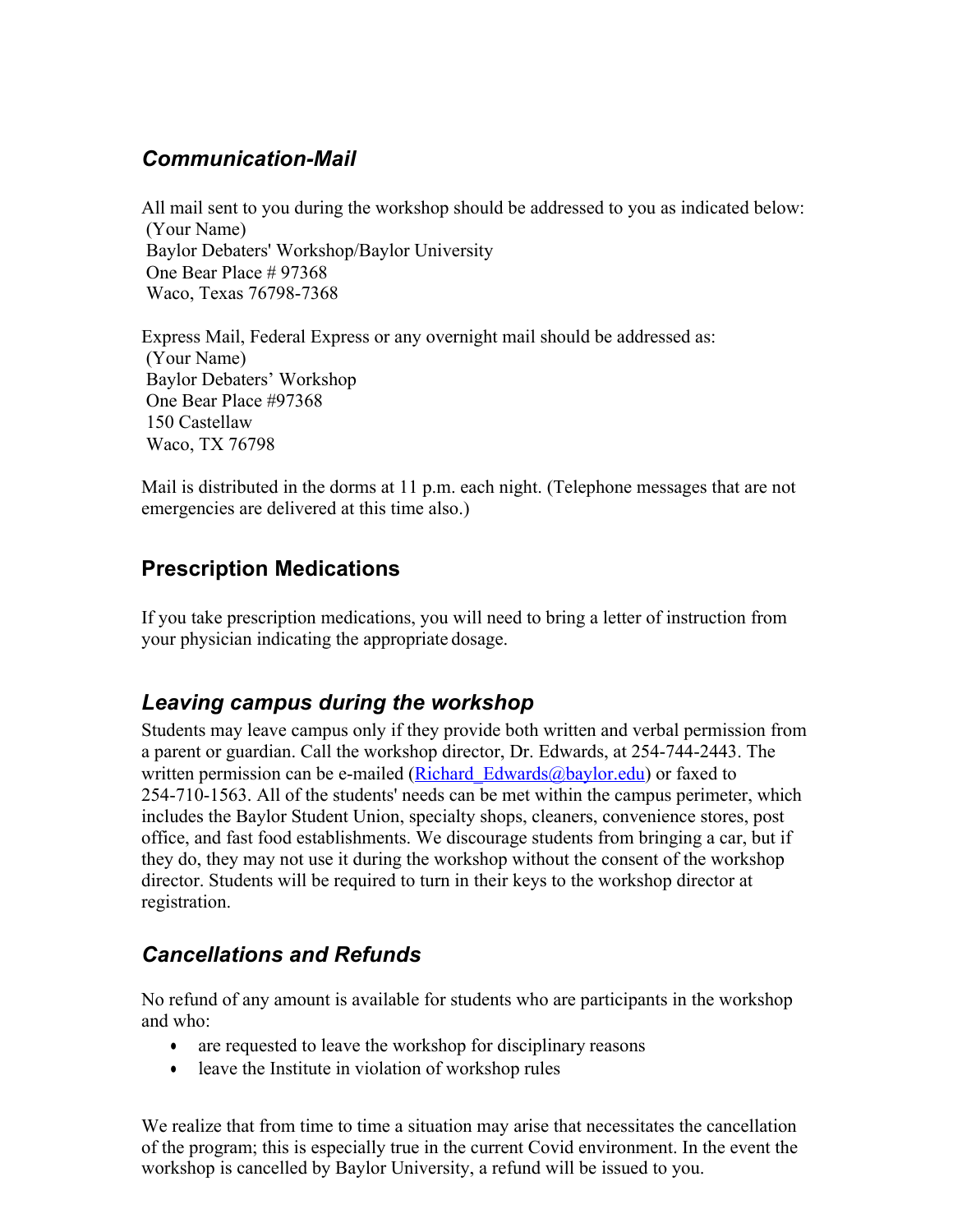## *Communication-Mail*

All mail sent to you during the workshop should be addressed to you as indicated below:
(Your Name)
Baylor Debaters' Workshop/Baylor University
One Bear Place # 97368
Waco, Texas 76798-7368

Express Mail, Federal Express or any overnight mail should be addressed as:
(Your Name)
Baylor Debaters' Workshop
One Bear Place #97368
150 Castellaw
Waco, TX 76798

Mail is distributed in the dorms at 11 p.m. each night. (Telephone messages that are not emergencies are delivered at this time also.)

## Prescription Medications

If you take prescription medications, you will need to bring a letter of instruction from your physician indicating the appropriate dosage.

## *Leaving campus during the workshop*

Students may leave campus only if they provide both written and verbal permission from a parent or guardian. Call the workshop director, Dr. Edwards, at 254-744-2443. The written permission can be e-mailed (Richard_Edwards@baylor.edu) or faxed to 254-710-1563. All of the students' needs can be met within the campus perimeter, which includes the Baylor Student Union, specialty shops, cleaners, convenience stores, post office, and fast food establishments. We discourage students from bringing a car, but if they do, they may not use it during the workshop without the consent of the workshop director. Students will be required to turn in their keys to the workshop director at registration.

## *Cancellations and Refunds*

No refund of any amount is available for students who are participants in the workshop and who:

- are requested to leave the workshop for disciplinary reasons
- leave the Institute in violation of workshop rules

We realize that from time to time a situation may arise that necessitates the cancellation of the program; this is especially true in the current Covid environment. In the event the workshop is cancelled by Baylor University, a refund will be issued to you.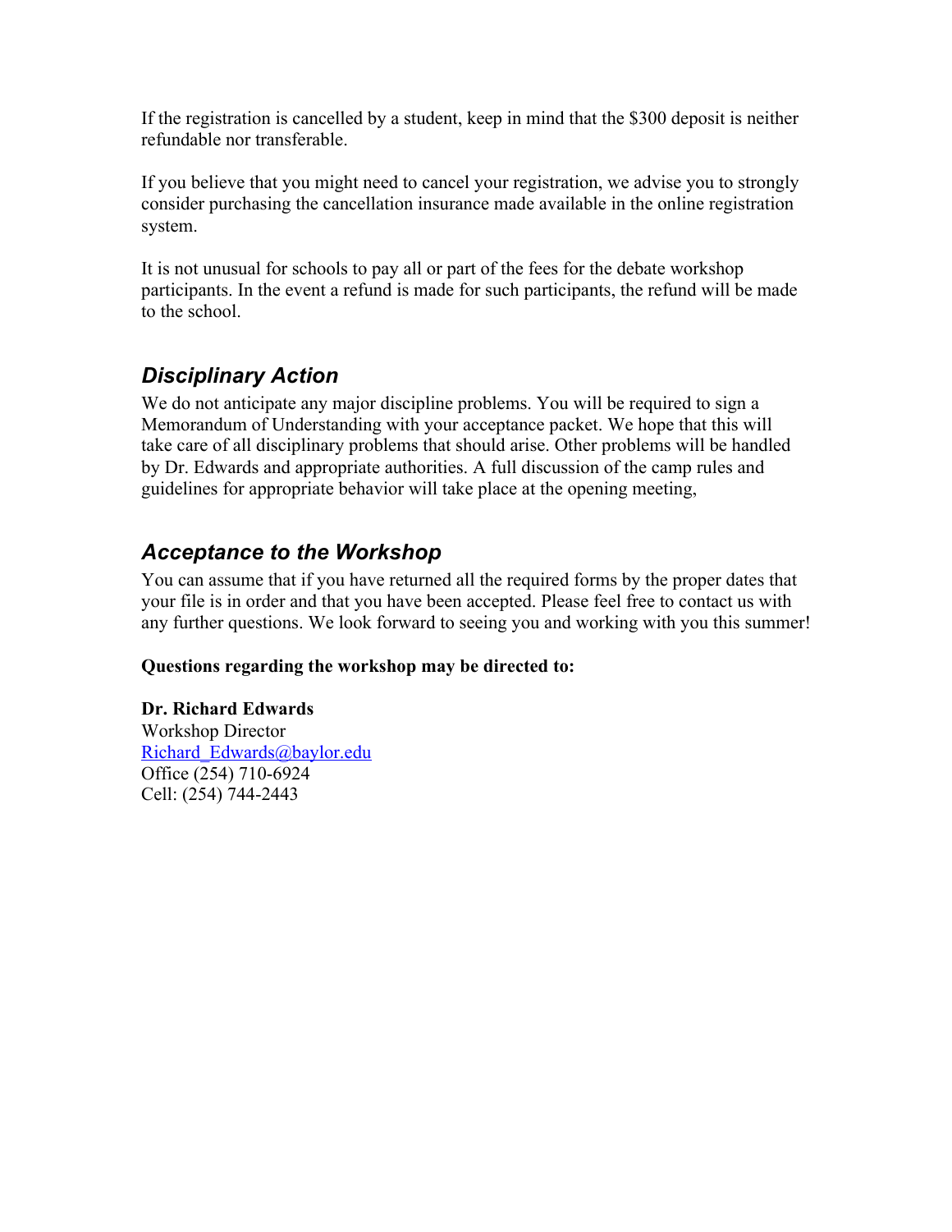If the registration is cancelled by a student, keep in mind that the $300 deposit is neither refundable nor transferable.

If you believe that you might need to cancel your registration, we advise you to strongly consider purchasing the cancellation insurance made available in the online registration system.

It is not unusual for schools to pay all or part of the fees for the debate workshop participants. In the event a refund is made for such participants, the refund will be made to the school.

## *Disciplinary Action*

We do not anticipate any major discipline problems. You will be required to sign a Memorandum of Understanding with your acceptance packet. We hope that this will take care of all disciplinary problems that should arise. Other problems will be handled by Dr. Edwards and appropriate authorities. A full discussion of the camp rules and guidelines for appropriate behavior will take place at the opening meeting,

## *Acceptance to the Workshop*

You can assume that if you have returned all the required forms by the proper dates that your file is in order and that you have been accepted. Please feel free to contact us with any further questions. We look forward to seeing you and working with you this summer!

**Questions regarding the workshop may be directed to:**

**Dr. Richard Edwards**
Workshop Director
Richard_Edwards@baylor.edu
Office (254) 710-6924
Cell: (254) 744-2443